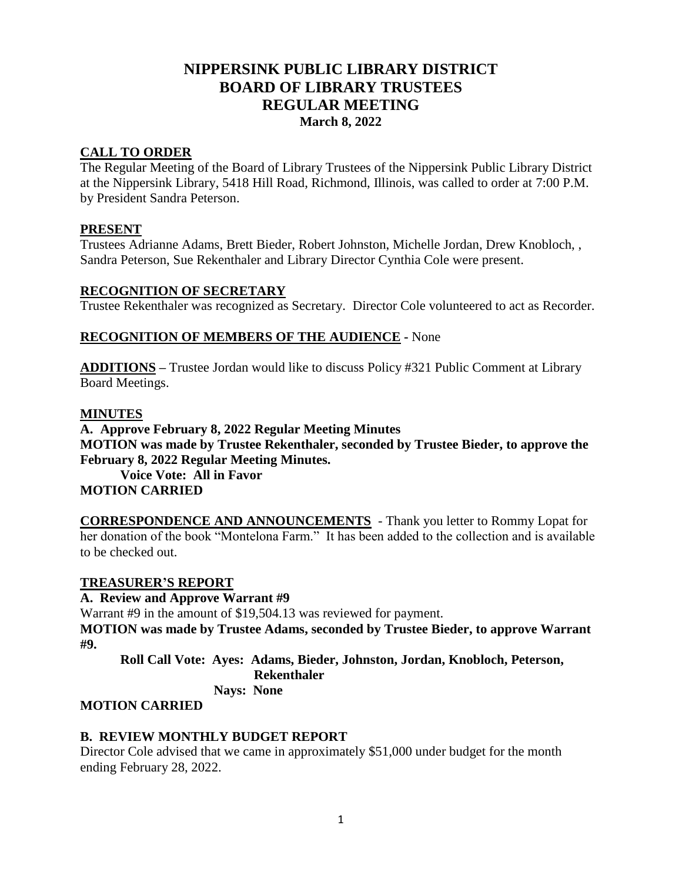# NIPPERSINK PUBLIC LIBRARY DISTRICT
# BOARD OF LIBRARY TRUSTEES
# REGULAR MEETING
### March 8, 2022

## CALL TO ORDER

The Regular Meeting of the Board of Library Trustees of the Nippersink Public Library District at the Nippersink Library, 5418 Hill Road, Richmond, Illinois, was called to order at 7:00 P.M. by President Sandra Peterson.

## PRESENT

Trustees Adrianne Adams, Brett Bieder, Robert Johnston, Michelle Jordan, Drew Knobloch, , Sandra Peterson, Sue Rekenthaler and Library Director Cynthia Cole were present.

## RECOGNITION OF SECRETARY

Trustee Rekenthaler was recognized as Secretary. Director Cole volunteered to act as Recorder.

## RECOGNITION OF MEMBERS OF THE AUDIENCE - None

**ADDITIONS** – Trustee Jordan would like to discuss Policy #321 Public Comment at Library Board Meetings.

## MINUTES

**A. Approve February 8, 2022 Regular Meeting Minutes**

**MOTION was made by Trustee Rekenthaler, seconded by Trustee Bieder, to approve the February 8, 2022 Regular Meeting Minutes.**

**Voice Vote: All in Favor**

**MOTION CARRIED**

**CORRESPONDENCE AND ANNOUNCEMENTS** - Thank you letter to Rommy Lopat for her donation of the book "Montelona Farm." It has been added to the collection and is available to be checked out.

## TREASURER'S REPORT

**A. Review and Approve Warrant #9**

Warrant #9 in the amount of $19,504.13 was reviewed for payment.

**MOTION was made by Trustee Adams, seconded by Trustee Bieder, to approve Warrant #9.**

**Roll Call Vote: Ayes: Adams, Bieder, Johnston, Jordan, Knobloch, Peterson, Rekenthaler**

**Nays: None**

**MOTION CARRIED**

### B. REVIEW MONTHLY BUDGET REPORT

Director Cole advised that we came in approximately $51,000 under budget for the month ending February 28, 2022.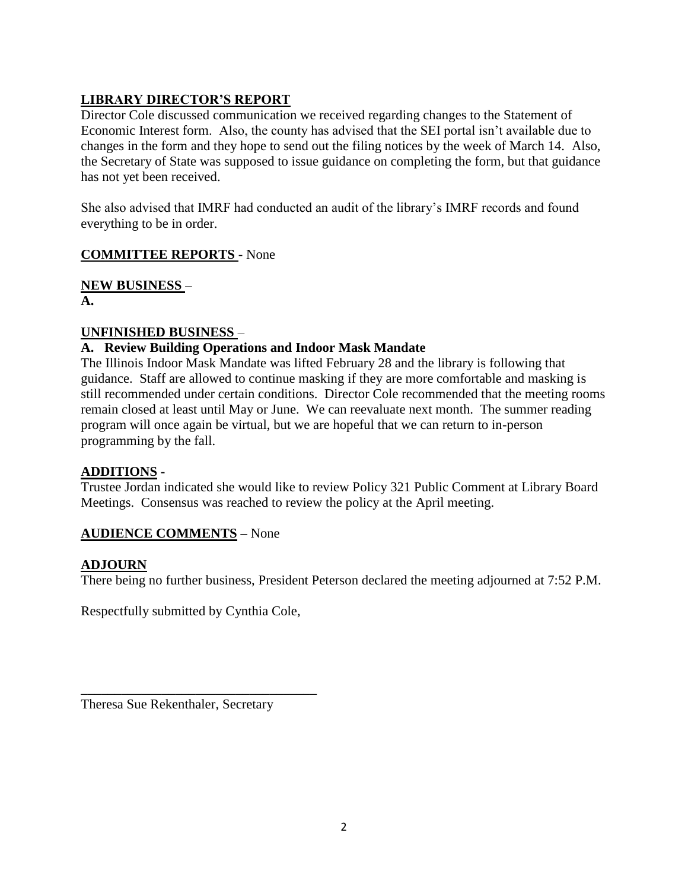## LIBRARY DIRECTOR'S REPORT

Director Cole discussed communication we received regarding changes to the Statement of Economic Interest form. Also, the county has advised that the SEI portal isn't available due to changes in the form and they hope to send out the filing notices by the week of March 14. Also, the Secretary of State was supposed to issue guidance on completing the form, but that guidance has not yet been received.

She also advised that IMRF had conducted an audit of the library's IMRF records and found everything to be in order.

## COMMITTEE REPORTS - None

## NEW BUSINESS –

**A.**

## UNFINISHED BUSINESS –

### A. Review Building Operations and Indoor Mask Mandate

The Illinois Indoor Mask Mandate was lifted February 28 and the library is following that guidance. Staff are allowed to continue masking if they are more comfortable and masking is still recommended under certain conditions. Director Cole recommended that the meeting rooms remain closed at least until May or June. We can reevaluate next month. The summer reading program will once again be virtual, but we are hopeful that we can return to in-person programming by the fall.

## ADDITIONS -

Trustee Jordan indicated she would like to review Policy 321 Public Comment at Library Board Meetings. Consensus was reached to review the policy at the April meeting.

## AUDIENCE COMMENTS – None

## ADJOURN

There being no further business, President Peterson declared the meeting adjourned at 7:52 P.M.

Respectfully submitted by Cynthia Cole,

___________________________________

Theresa Sue Rekenthaler, Secretary